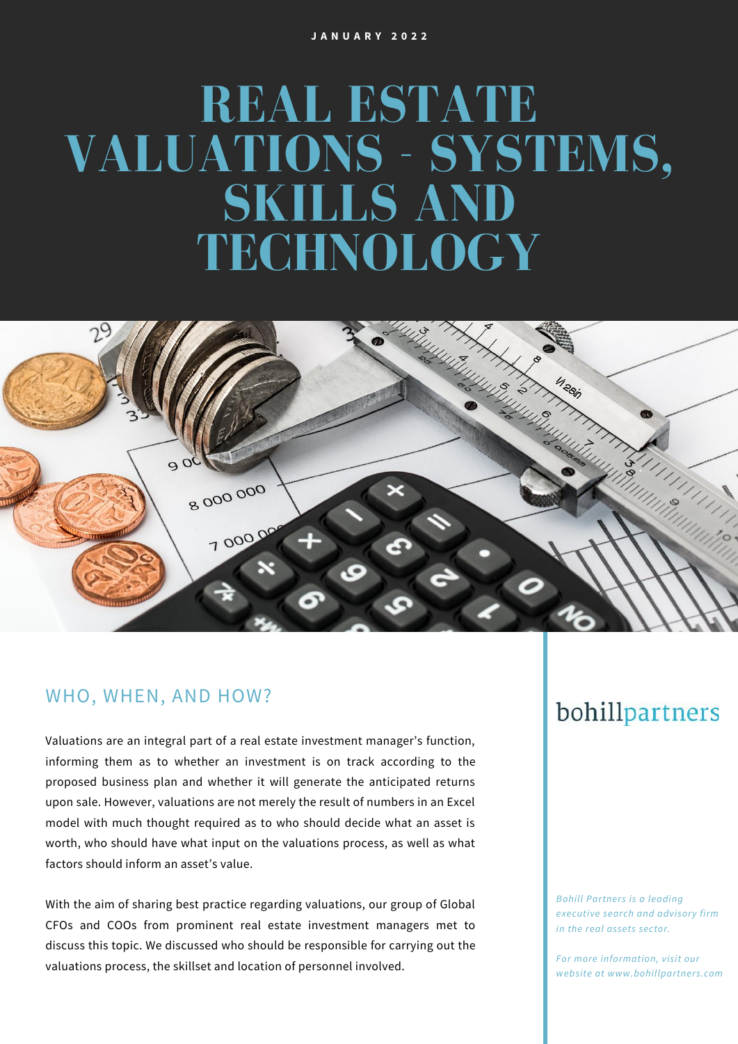JANUARY 2022

# REAL ESTATE VALUATIONS - SYSTEMS, SKILLS AND TECHNOLOGY

## WHO, WHEN, AND HOW?

Valuations are an integral part of a real estate investment manager's function, informing them as to whether an investment is on track according to the proposed business plan and whether it will generate the anticipated returns upon sale. However, valuations are not merely the result of numbers in an Excel model with much thought required as to who should decide what an asset is worth, who should have what input on the valuations process, as well as what factors should inform an asset's value.

With the aim of sharing best practice regarding valuations, our group of Global CFOs and COOs from prominent real estate investment managers met to discuss this topic. We discussed who should be responsible for carrying out the valuations process, the skillset and location of personnel involved.

bohillpartners

*Bohill Partners is a leading executive search and advisory firm in the real assets sector.*

*For more information, visit our website at www.bohillpartners.com*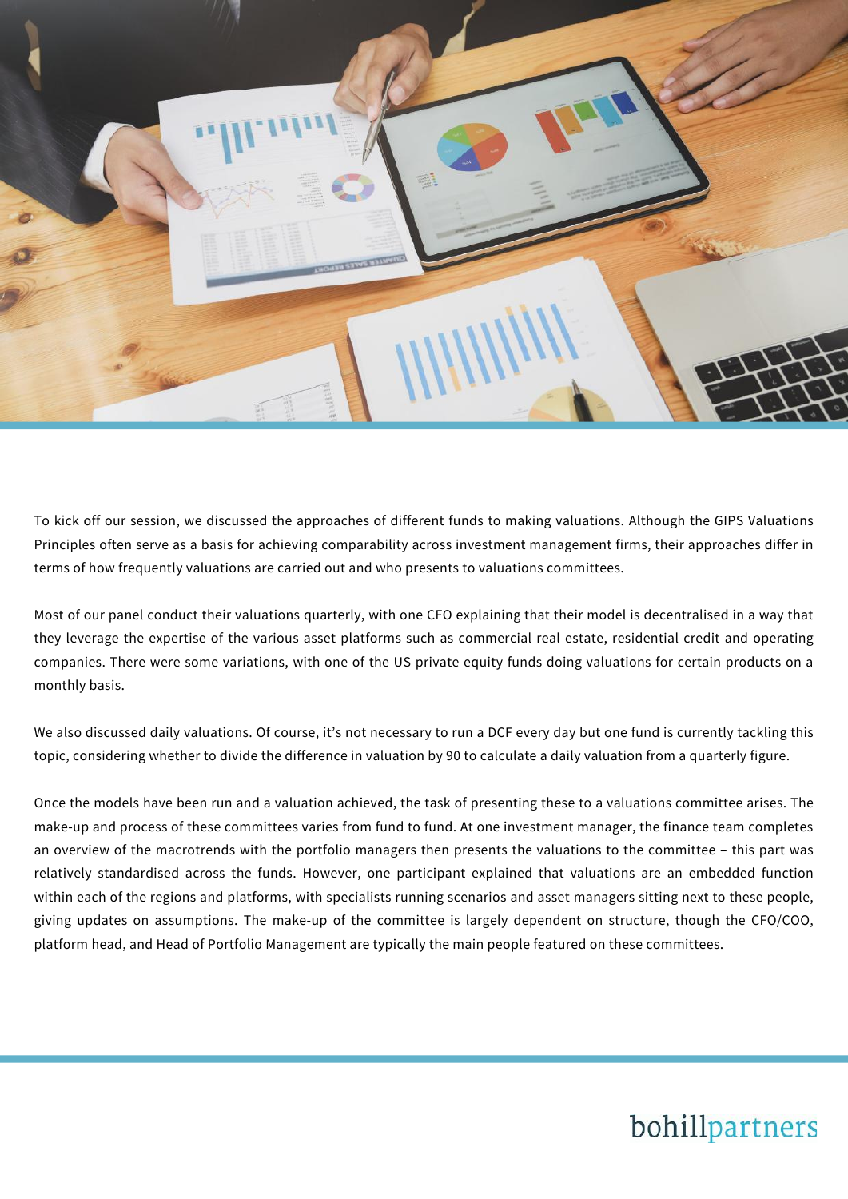To kick off our session, we discussed the approaches of different funds to making valuations. Although the GIPS Valuations Principles often serve as a basis for achieving comparability across investment management firms, their approaches differ in terms of how frequently valuations are carried out and who presents to valuations committees.

Most of our panel conduct their valuations quarterly, with one CFO explaining that their model is decentralised in a way that they leverage the expertise of the various asset platforms such as commercial real estate, residential credit and operating companies. There were some variations, with one of the US private equity funds doing valuations for certain products on a monthly basis.

We also discussed daily valuations. Of course, it's not necessary to run a DCF every day but one fund is currently tackling this topic, considering whether to divide the difference in valuation by 90 to calculate a daily valuation from a quarterly figure.

Once the models have been run and a valuation achieved, the task of presenting these to a valuations committee arises. The make-up and process of these committees varies from fund to fund. At one investment manager, the finance team completes an overview of the macrotrends with the portfolio managers then presents the valuations to the committee – this part was relatively standardised across the funds. However, one participant explained that valuations are an embedded function within each of the regions and platforms, with specialists running scenarios and asset managers sitting next to these people, giving updates on assumptions. The make-up of the committee is largely dependent on structure, though the CFO/COO, platform head, and Head of Portfolio Management are typically the main people featured on these committees.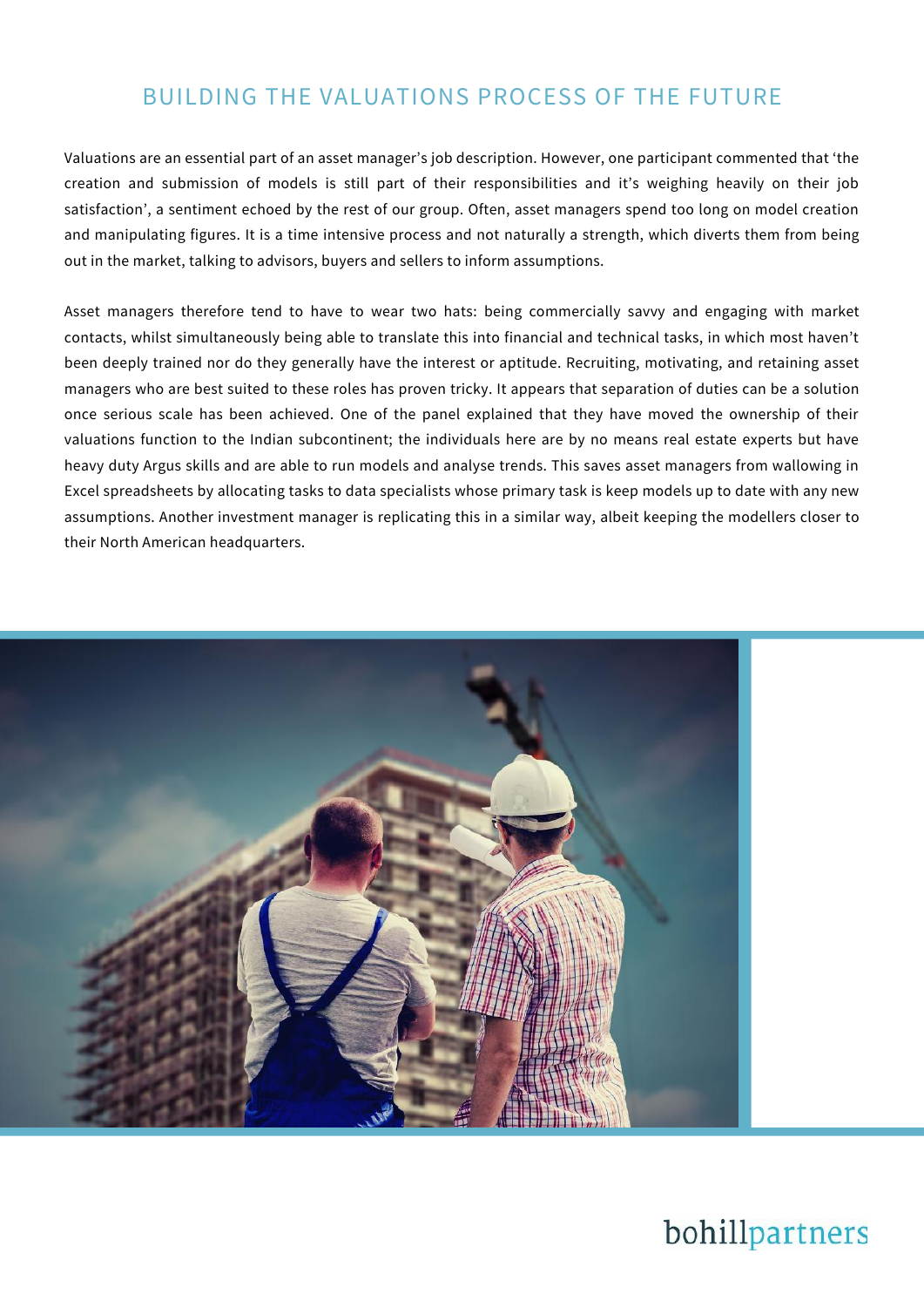# BUILDING THE VALUATIONS PROCESS OF THE FUTURE

Valuations are an essential part of an asset manager's job description. However, one participant commented that 'the creation and submission of models is still part of their responsibilities and it's weighing heavily on their job satisfaction', a sentiment echoed by the rest of our group. Often, asset managers spend too long on model creation and manipulating figures. It is a time intensive process and not naturally a strength, which diverts them from being out in the market, talking to advisors, buyers and sellers to inform assumptions.

Asset managers therefore tend to have to wear two hats: being commercially savvy and engaging with market contacts, whilst simultaneously being able to translate this into financial and technical tasks, in which most haven't been deeply trained nor do they generally have the interest or aptitude. Recruiting, motivating, and retaining asset managers who are best suited to these roles has proven tricky. It appears that separation of duties can be a solution once serious scale has been achieved. One of the panel explained that they have moved the ownership of their valuations function to the Indian subcontinent; the individuals here are by no means real estate experts but have heavy duty Argus skills and are able to run models and analyse trends. This saves asset managers from wallowing in Excel spreadsheets by allocating tasks to data specialists whose primary task is keep models up to date with any new assumptions. Another investment manager is replicating this in a similar way, albeit keeping the modellers closer to their North American headquarters.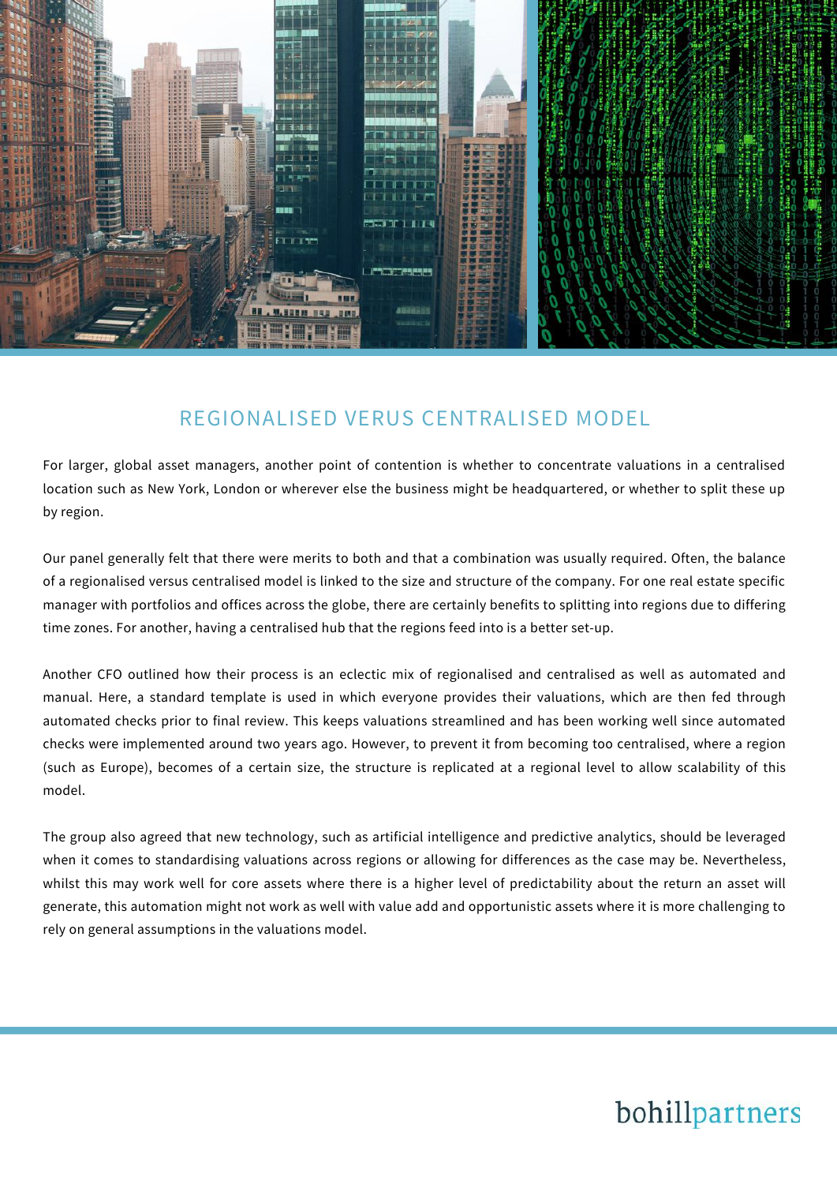## REGIONALISED VERUS CENTRALISED MODEL

For larger, global asset managers, another point of contention is whether to concentrate valuations in a centralised location such as New York, London or wherever else the business might be headquartered, or whether to split these up by region.

Our panel generally felt that there were merits to both and that a combination was usually required. Often, the balance of a regionalised versus centralised model is linked to the size and structure of the company. For one real estate specific manager with portfolios and offices across the globe, there are certainly benefits to splitting into regions due to differing time zones. For another, having a centralised hub that the regions feed into is a better set-up.

Another CFO outlined how their process is an eclectic mix of regionalised and centralised as well as automated and manual. Here, a standard template is used in which everyone provides their valuations, which are then fed through automated checks prior to final review. This keeps valuations streamlined and has been working well since automated checks were implemented around two years ago. However, to prevent it from becoming too centralised, where a region (such as Europe), becomes of a certain size, the structure is replicated at a regional level to allow scalability of this model.

The group also agreed that new technology, such as artificial intelligence and predictive analytics, should be leveraged when it comes to standardising valuations across regions or allowing for differences as the case may be. Nevertheless, whilst this may work well for core assets where there is a higher level of predictability about the return an asset will generate, this automation might not work as well with value add and opportunistic assets where it is more challenging to rely on general assumptions in the valuations model.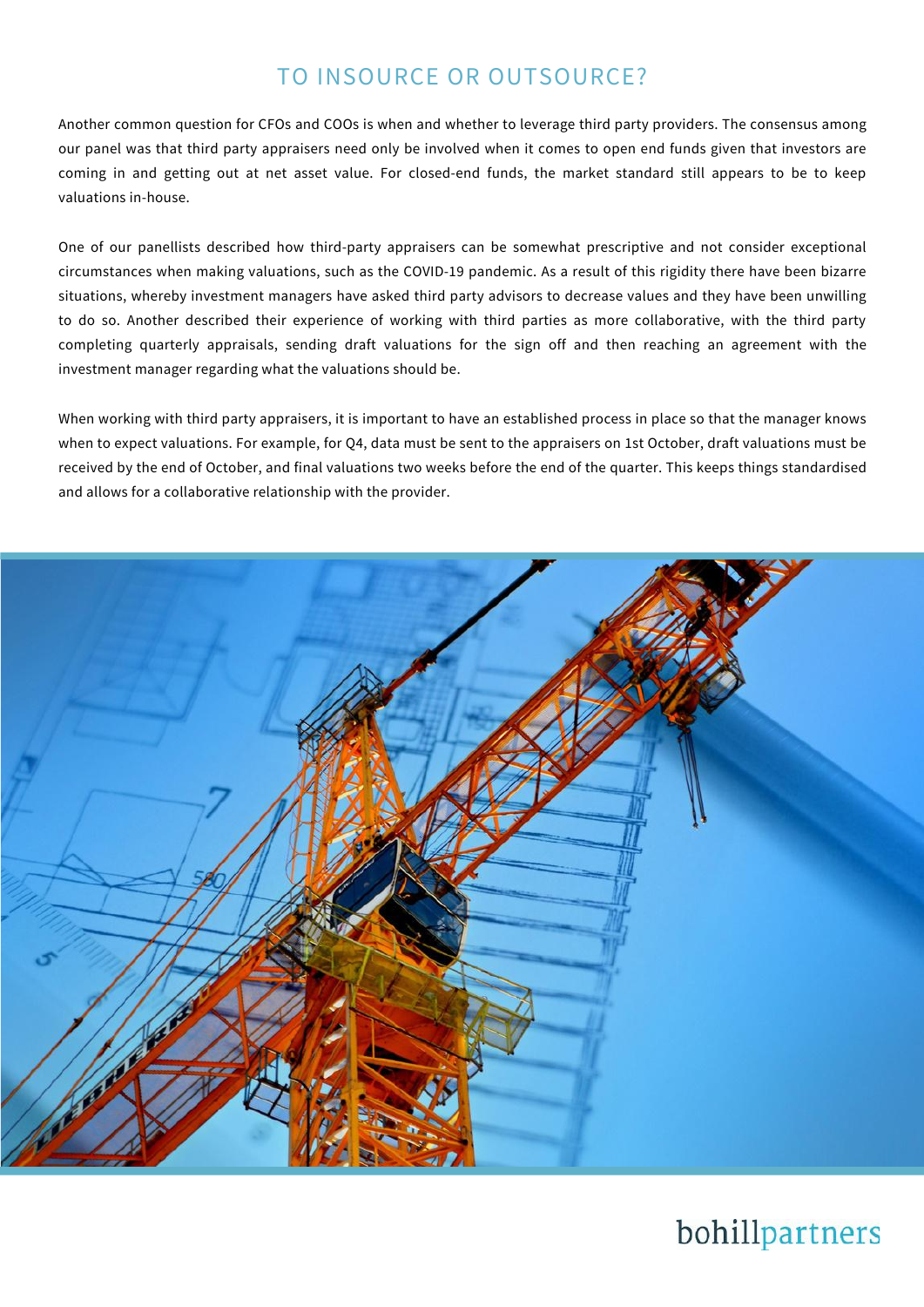## TO INSOURCE OR OUTSOURCE?

Another common question for CFOs and COOs is when and whether to leverage third party providers. The consensus among our panel was that third party appraisers need only be involved when it comes to open end funds given that investors are coming in and getting out at net asset value. For closed-end funds, the market standard still appears to be to keep valuations in-house.

One of our panellists described how third-party appraisers can be somewhat prescriptive and not consider exceptional circumstances when making valuations, such as the COVID-19 pandemic. As a result of this rigidity there have been bizarre situations, whereby investment managers have asked third party advisors to decrease values and they have been unwilling to do so. Another described their experience of working with third parties as more collaborative, with the third party completing quarterly appraisals, sending draft valuations for the sign off and then reaching an agreement with the investment manager regarding what the valuations should be.

When working with third party appraisers, it is important to have an established process in place so that the manager knows when to expect valuations. For example, for Q4, data must be sent to the appraisers on 1st October, draft valuations must be received by the end of October, and final valuations two weeks before the end of the quarter. This keeps things standardised and allows for a collaborative relationship with the provider.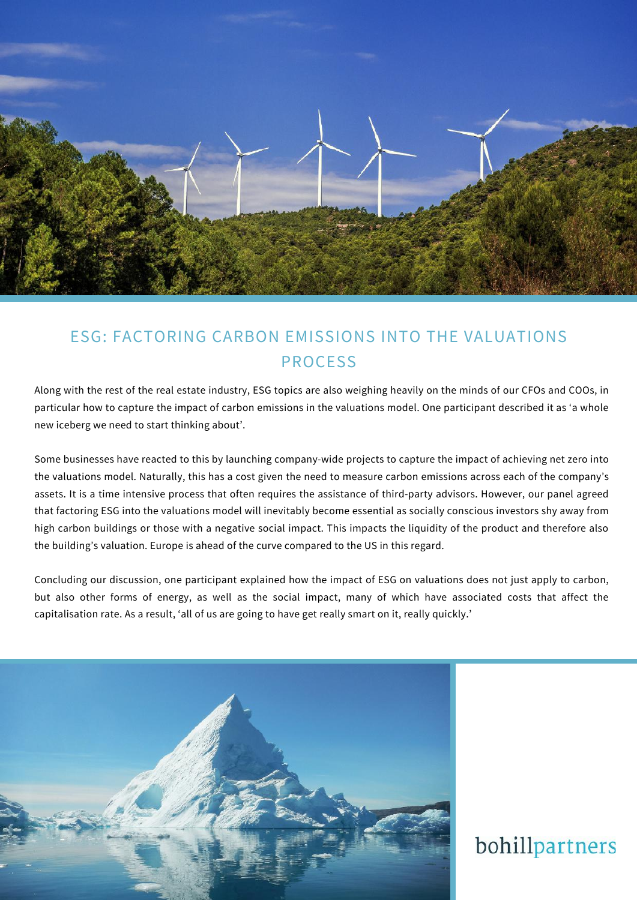## ESG: FACTORING CARBON EMISSIONS INTO THE VALUATIONS PROCESS

Along with the rest of the real estate industry, ESG topics are also weighing heavily on the minds of our CFOs and COOs, in particular how to capture the impact of carbon emissions in the valuations model. One participant described it as 'a whole new iceberg we need to start thinking about'.

Some businesses have reacted to this by launching company-wide projects to capture the impact of achieving net zero into the valuations model. Naturally, this has a cost given the need to measure carbon emissions across each of the company's assets. It is a time intensive process that often requires the assistance of third-party advisors. However, our panel agreed that factoring ESG into the valuations model will inevitably become essential as socially conscious investors shy away from high carbon buildings or those with a negative social impact. This impacts the liquidity of the product and therefore also the building's valuation. Europe is ahead of the curve compared to the US in this regard.

Concluding our discussion, one participant explained how the impact of ESG on valuations does not just apply to carbon, but also other forms of energy, as well as the social impact, many of which have associated costs that affect the capitalisation rate. As a result, 'all of us are going to have get really smart on it, really quickly.'

bohillpartners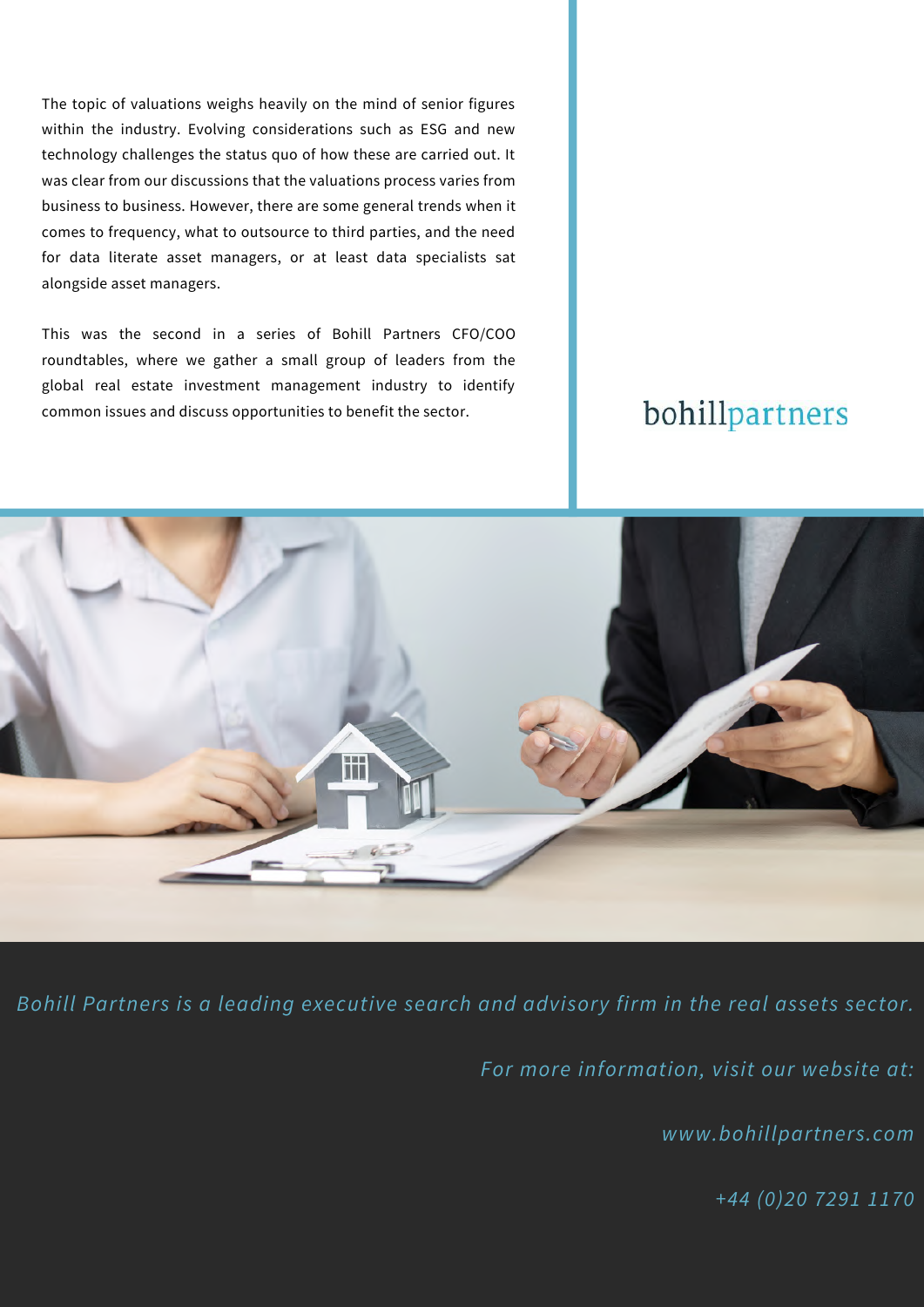The topic of valuations weighs heavily on the mind of senior figures within the industry. Evolving considerations such as ESG and new technology challenges the status quo of how these are carried out. It was clear from our discussions that the valuations process varies from business to business. However, there are some general trends when it comes to frequency, what to outsource to third parties, and the need for data literate asset managers, or at least data specialists sat alongside asset managers.

This was the second in a series of Bohill Partners CFO/COO roundtables, where we gather a small group of leaders from the global real estate investment management industry to identify common issues and discuss opportunities to benefit the sector.

bohillpartners

*Bohill Partners is a leading executive search and advisory firm in the real assets sector.*

*For more information, visit our website at:*

*www.bohillpartners.com*

*+44 (0)20 7291 1170*